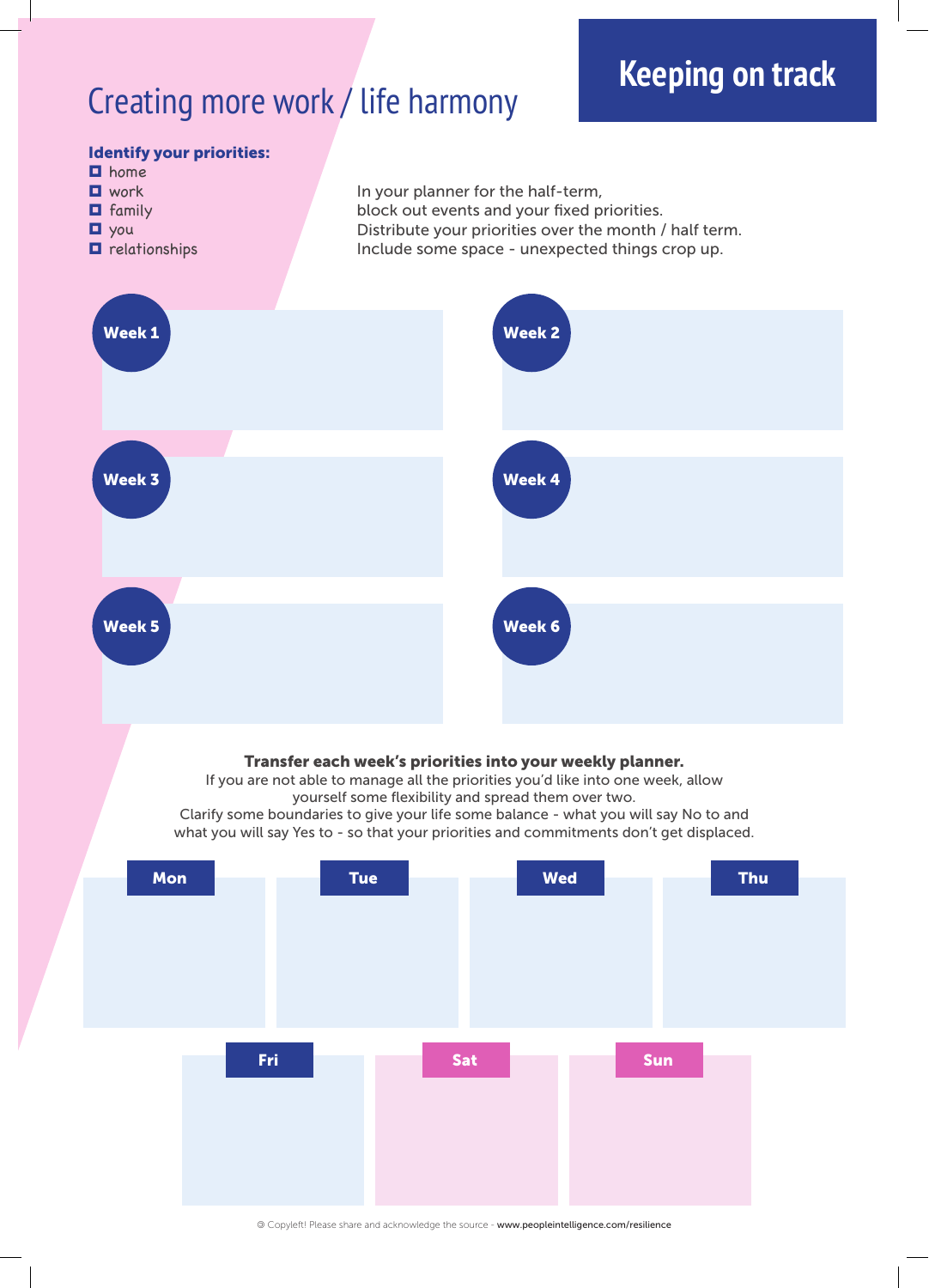# Keeping on track

## Creating more work / life harmony

**Identify your priorities:**

- home
- work
- family
- you
- relationships

In your planner for the half-term,
block out events and your fixed priorities.
Distribute your priorities over the month / half term.
Include some space - unexpected things crop up.

**Week 1**

**Week 2**

**Week 3**

**Week 4**

**Week 5**

**Week 6**

**Transfer each week's priorities into your weekly planner.**

If you are not able to manage all the priorities you'd like into one week, allow yourself some flexibility and spread them over two.
Clarify some boundaries to give your life some balance - what you will say No to and what you will say Yes to - so that your priorities and commitments don't get displaced.

**Mon**

**Tue**

**Wed**

**Thu**

**Fri**

**Sat**

**Sun**

© Copyleft! Please share and acknowledge the source - www.peopleintelligence.com/resilience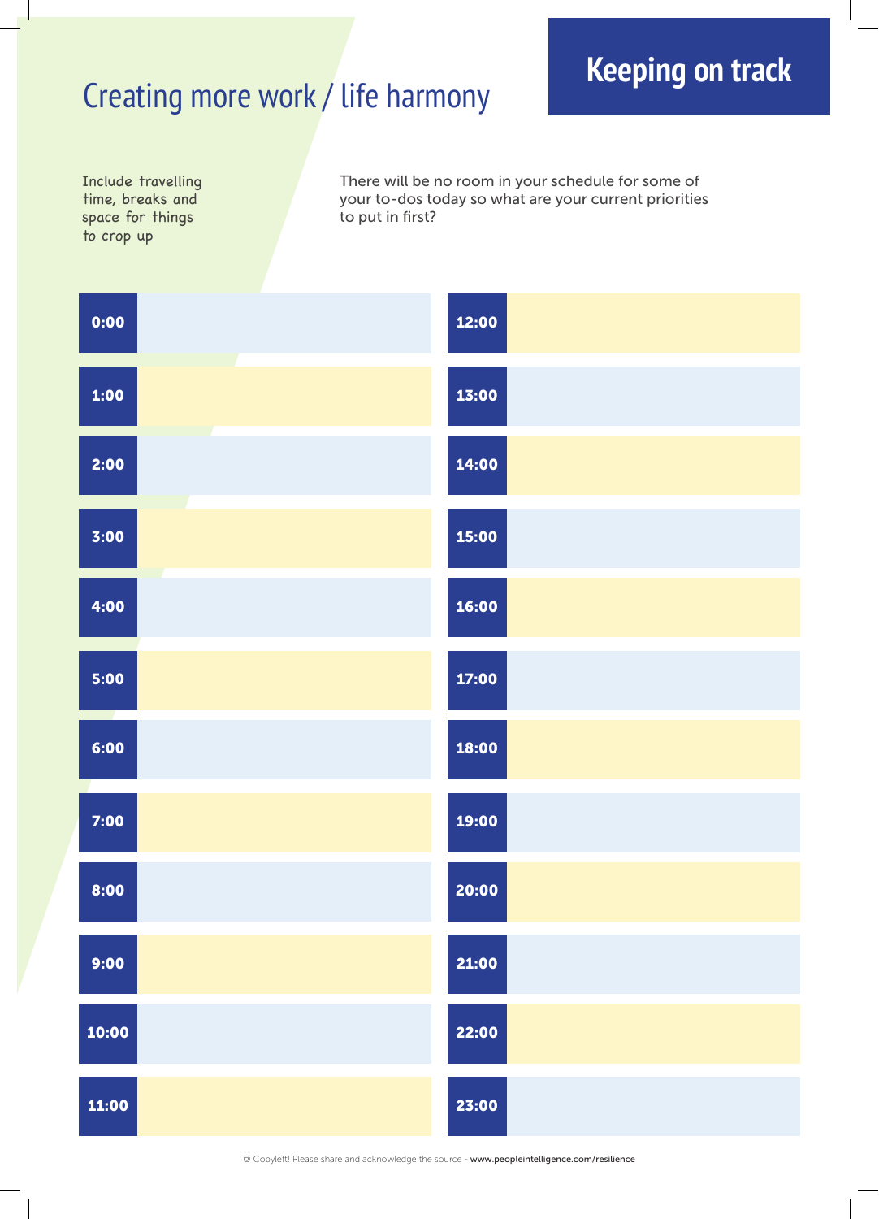# Keeping on track

## Creating more work / life harmony

Include travelling time, breaks and space for things to crop up

There will be no room in your schedule for some of your to-dos today so what are your current priorities to put in first?

| | | | |
|---|---|---|---|
| 0:00 | | 12:00 | |
| 1:00 | | 13:00 | |
| 2:00 | | 14:00 | |
| 3:00 | | 15:00 | |
| 4:00 | | 16:00 | |
| 5:00 | | 17:00 | |
| 6:00 | | 18:00 | |
| 7:00 | | 19:00 | |
| 8:00 | | 20:00 | |
| 9:00 | | 21:00 | |
| 10:00 | | 22:00 | |
| 11:00 | | 23:00 | |

© Copyleft! Please share and acknowledge the source - www.peopleintelligence.com/resilience